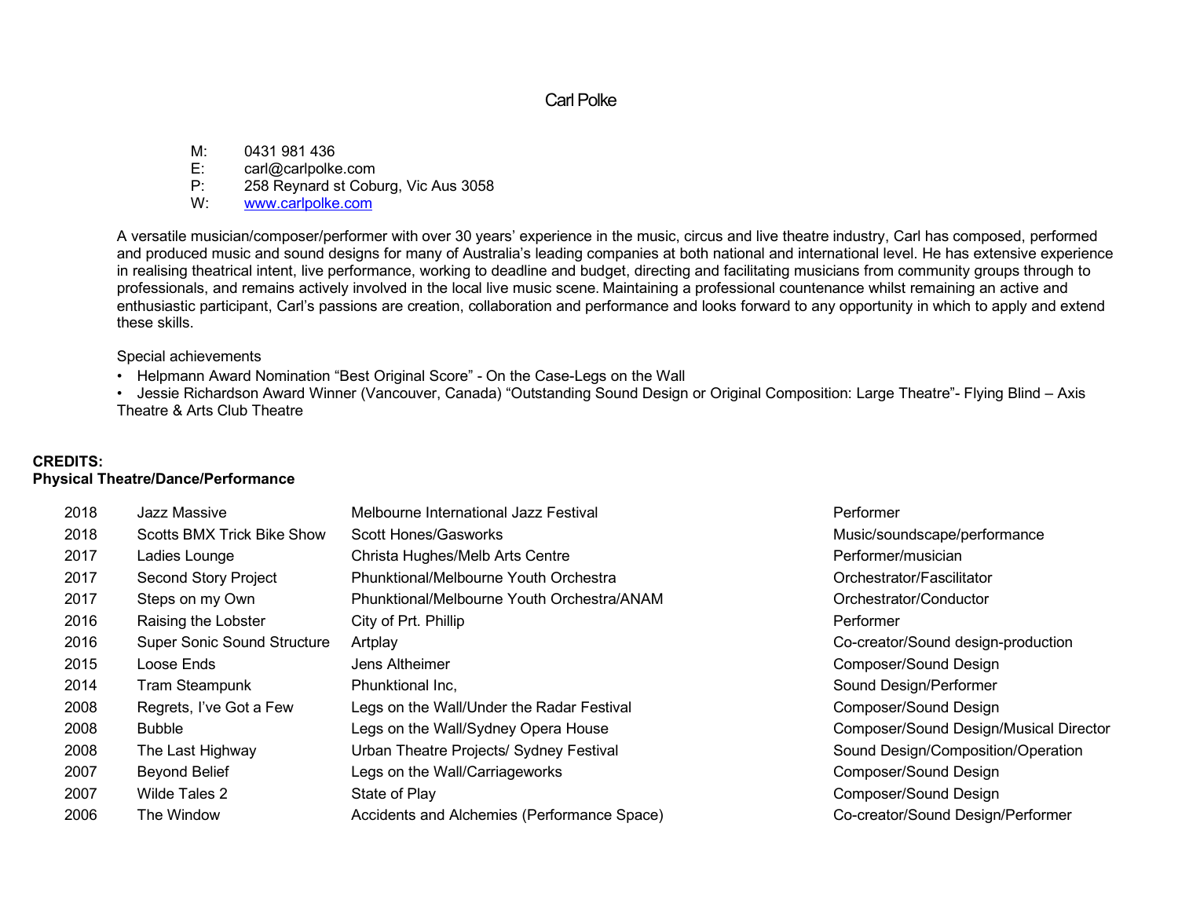# Carl Polke

M: 0431 981 436
E: carl@carlpolke.com
P: 258 Reynard st Coburg, Vic Aus 3058
W: www.carlpolke.com

A versatile musician/composer/performer with over 30 years' experience in the music, circus and live theatre industry, Carl has composed, performed and produced music and sound designs for many of Australia's leading companies at both national and international level. He has extensive experience in realising theatrical intent, live performance, working to deadline and budget, directing and facilitating musicians from community groups through to professionals, and remains actively involved in the local live music scene. Maintaining a professional countenance whilst remaining an active and enthusiastic participant, Carl's passions are creation, collaboration and performance and looks forward to any opportunity in which to apply and extend these skills.

Special achievements

- Helpmann Award Nomination "Best Original Score" - On the Case-Legs on the Wall
- Jessie Richardson Award Winner (Vancouver, Canada) "Outstanding Sound Design or Original Composition: Large Theatre"- Flying Blind – Axis Theatre & Arts Club Theatre

## CREDITS:

### Physical Theatre/Dance/Performance

| Year | Production | Company | Role |
|---|---|---|---|
| 2018 | Jazz Massive | Melbourne International Jazz Festival | Performer |
| 2018 | Scotts BMX Trick Bike Show | Scott Hones/Gasworks | Music/soundscape/performance |
| 2017 | Ladies Lounge | Christa Hughes/Melb Arts Centre | Performer/musician |
| 2017 | Second Story Project | Phunktional/Melbourne Youth Orchestra | Orchestrator/Fascilitator |
| 2017 | Steps on my Own | Phunktional/Melbourne Youth Orchestra/ANAM | Orchestrator/Conductor |
| 2016 | Raising the Lobster | City of Prt. Phillip | Performer |
| 2016 | Super Sonic Sound Structure | Artplay | Co-creator/Sound design-production |
| 2015 | Loose Ends | Jens Altheimer | Composer/Sound Design |
| 2014 | Tram Steampunk | Phunktional Inc, | Sound Design/Performer |
| 2008 | Regrets, I've Got a Few | Legs on the Wall/Under the Radar Festival | Composer/Sound Design |
| 2008 | Bubble | Legs on the Wall/Sydney Opera House | Composer/Sound Design/Musical Director |
| 2008 | The Last Highway | Urban Theatre Projects/ Sydney Festival | Sound Design/Composition/Operation |
| 2007 | Beyond Belief | Legs on the Wall/Carriageworks | Composer/Sound Design |
| 2007 | Wilde Tales 2 | State of Play | Composer/Sound Design |
| 2006 | The Window | Accidents and Alchemies (Performance Space) | Co-creator/Sound Design/Performer |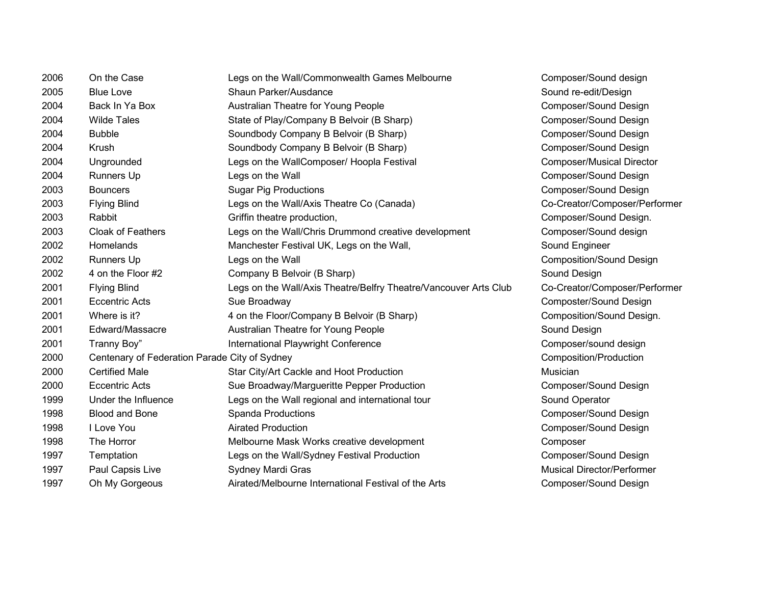| | | | |
|---|---|---|---|
| 2006 | On the Case | Legs on the Wall/Commonwealth Games Melbourne | Composer/Sound design |
| 2005 | Blue Love | Shaun Parker/Ausdance | Sound re-edit/Design |
| 2004 | Back In Ya Box | Australian Theatre for Young People | Composer/Sound Design |
| 2004 | Wilde Tales | State of Play/Company B Belvoir (B Sharp) | Composer/Sound Design |
| 2004 | Bubble | Soundbody Company B Belvoir (B Sharp) | Composer/Sound Design |
| 2004 | Krush | Soundbody Company B Belvoir (B Sharp) | Composer/Sound Design |
| 2004 | Ungrounded | Legs on the WallComposer/ Hoopla Festival | Composer/Musical Director |
| 2004 | Runners Up | Legs on the Wall | Composer/Sound Design |
| 2003 | Bouncers | Sugar Pig Productions | Composer/Sound Design |
| 2003 | Flying Blind | Legs on the Wall/Axis Theatre Co (Canada) | Co-Creator/Composer/Performer |
| 2003 | Rabbit | Griffin theatre production, | Composer/Sound Design. |
| 2003 | Cloak of Feathers | Legs on the Wall/Chris Drummond creative development | Composer/Sound design |
| 2002 | Homelands | Manchester Festival UK, Legs on the Wall, | Sound Engineer |
| 2002 | Runners Up | Legs on the Wall | Composition/Sound Design |
| 2002 | 4 on the Floor #2 | Company B Belvoir (B Sharp) | Sound Design |
| 2001 | Flying Blind | Legs on the Wall/Axis Theatre/Belfry Theatre/Vancouver Arts Club | Co-Creator/Composer/Performer |
| 2001 | Eccentric Acts | Sue Broadway | Composter/Sound Design |
| 2001 | Where is it? | 4 on the Floor/Company B Belvoir (B Sharp) | Composition/Sound Design. |
| 2001 | Edward/Massacre | Australian Theatre for Young People | Sound Design |
| 2001 | Tranny Boy" | International Playwright Conference | Composer/sound design |
| 2000 | Centenary of Federation Parade City of Sydney | | Composition/Production |
| 2000 | Certified Male | Star City/Art Cackle and Hoot Production | Musician |
| 2000 | Eccentric Acts | Sue Broadway/Margueritte Pepper Production | Composer/Sound Design |
| 1999 | Under the Influence | Legs on the Wall regional and international tour | Sound Operator |
| 1998 | Blood and Bone | Spanda Productions | Composer/Sound Design |
| 1998 | I Love You | Airated Production | Composer/Sound Design |
| 1998 | The Horror | Melbourne Mask Works creative development | Composer |
| 1997 | Temptation | Legs on the Wall/Sydney Festival Production | Composer/Sound Design |
| 1997 | Paul Capsis Live | Sydney Mardi Gras | Musical Director/Performer |
| 1997 | Oh My Gorgeous | Airated/Melbourne International Festival of the Arts | Composer/Sound Design |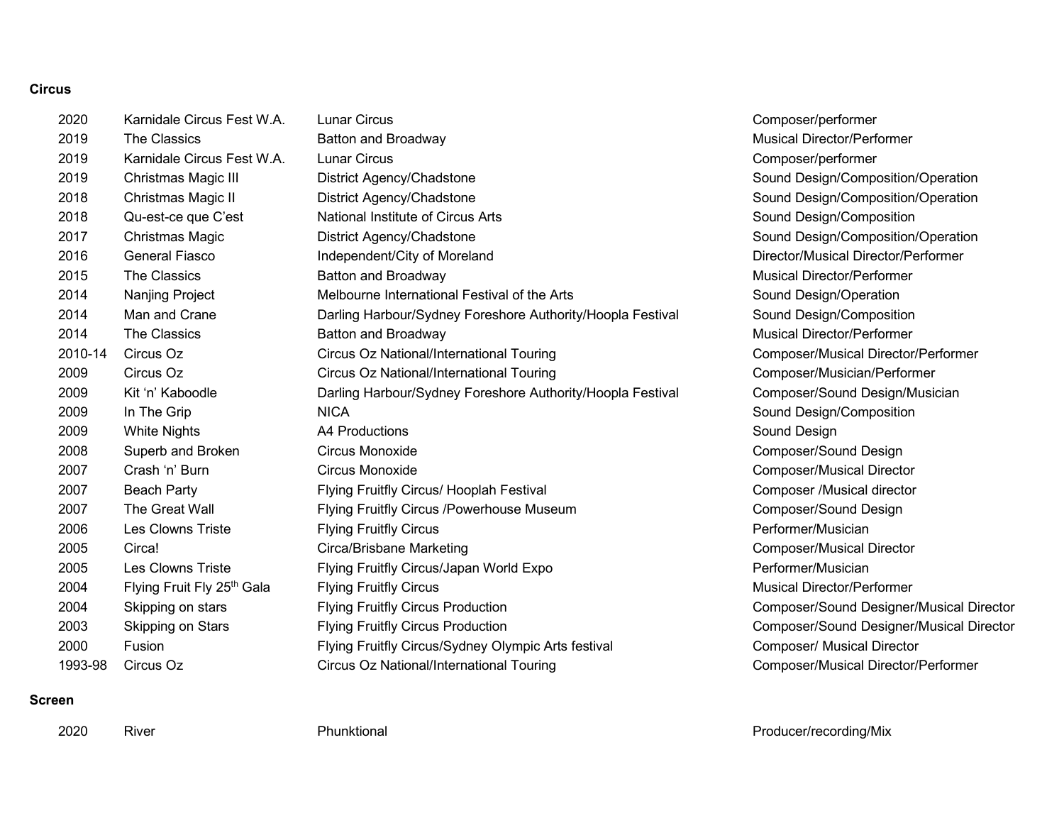**Circus**

| | | | |
|---|---|---|---|
| 2020 | Karnidale Circus Fest W.A. | Lunar Circus | Composer/performer |
| 2019 | The Classics | Batton and Broadway | Musical Director/Performer |
| 2019 | Karnidale Circus Fest W.A. | Lunar Circus | Composer/performer |
| 2019 | Christmas Magic III | District Agency/Chadstone | Sound Design/Composition/Operation |
| 2018 | Christmas Magic II | District Agency/Chadstone | Sound Design/Composition/Operation |
| 2018 | Qu-est-ce que C'est | National Institute of Circus Arts | Sound Design/Composition |
| 2017 | Christmas Magic | District Agency/Chadstone | Sound Design/Composition/Operation |
| 2016 | General Fiasco | Independent/City of Moreland | Director/Musical Director/Performer |
| 2015 | The Classics | Batton and Broadway | Musical Director/Performer |
| 2014 | Nanjing Project | Melbourne International Festival of the Arts | Sound Design/Operation |
| 2014 | Man and Crane | Darling Harbour/Sydney Foreshore Authority/Hoopla Festival | Sound Design/Composition |
| 2014 | The Classics | Batton and Broadway | Musical Director/Performer |
| 2010-14 | Circus Oz | Circus Oz National/International Touring | Composer/Musical Director/Performer |
| 2009 | Circus Oz | Circus Oz National/International Touring | Composer/Musician/Performer |
| 2009 | Kit 'n' Kaboodle | Darling Harbour/Sydney Foreshore Authority/Hoopla Festival | Composer/Sound Design/Musician |
| 2009 | In The Grip | NICA | Sound Design/Composition |
| 2009 | White Nights | A4 Productions | Sound Design |
| 2008 | Superb and Broken | Circus Monoxide | Composer/Sound Design |
| 2007 | Crash 'n' Burn | Circus Monoxide | Composer/Musical Director |
| 2007 | Beach Party | Flying Fruitfly Circus/ Hooplah Festival | Composer /Musical director |
| 2007 | The Great Wall | Flying Fruitfly Circus /Powerhouse Museum | Composer/Sound Design |
| 2006 | Les Clowns Triste | Flying Fruitfly Circus | Performer/Musician |
| 2005 | Circa! | Circa/Brisbane Marketing | Composer/Musical Director |
| 2005 | Les Clowns Triste | Flying Fruitfly Circus/Japan World Expo | Performer/Musician |
| 2004 | Flying Fruit Fly 25th Gala | Flying Fruitfly Circus | Musical Director/Performer |
| 2004 | Skipping on stars | Flying Fruitfly Circus Production | Composer/Sound Designer/Musical Director |
| 2003 | Skipping on Stars | Flying Fruitfly Circus Production | Composer/Sound Designer/Musical Director |
| 2000 | Fusion | Flying Fruitfly Circus/Sydney Olympic Arts festival | Composer/ Musical Director |
| 1993-98 | Circus Oz | Circus Oz National/International Touring | Composer/Musical Director/Performer |

**Screen**

| | | | |
|---|---|---|---|
| 2020 | River | Phunktional | Producer/recording/Mix |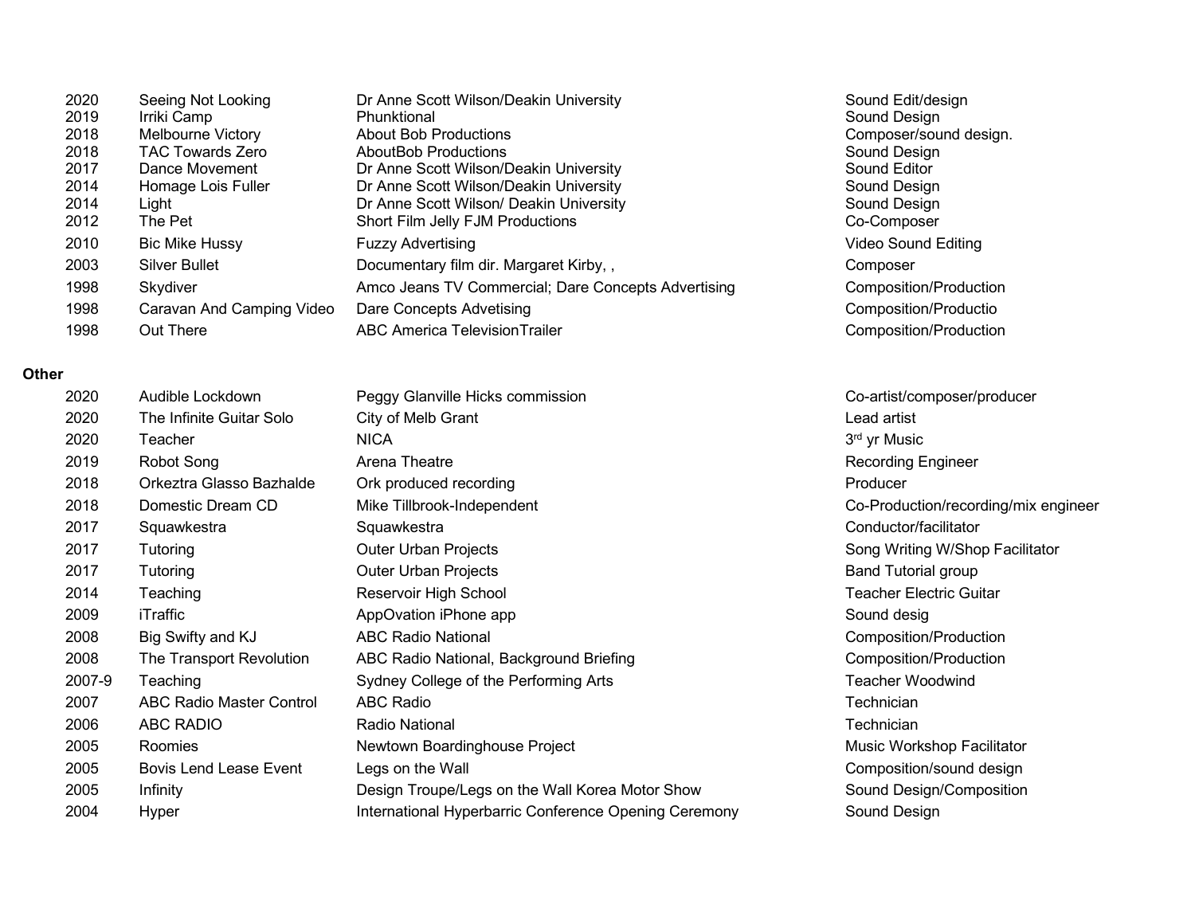| | | | |
|---|---|---|---|
| 2020 | Seeing Not Looking | Dr Anne Scott Wilson/Deakin University | Sound Edit/design |
| 2019 | Irriki Camp | Phunktional | Sound Design |
| 2018 | Melbourne Victory | About Bob Productions | Composer/sound design. |
| 2018 | TAC Towards Zero | AboutBob Productions | Sound Design |
| 2017 | Dance Movement | Dr Anne Scott Wilson/Deakin University | Sound Editor |
| 2014 | Homage Lois Fuller | Dr Anne Scott Wilson/ Deakin University | Sound Design |
| 2014 | Light | Dr Anne Scott Wilson/ Deakin University | Sound Design |
| 2012 | The Pet | Short Film Jelly FJM Productions | Co-Composer |
| 2010 | Bic Mike Hussy | Fuzzy Advertising | Video Sound Editing |
| 2003 | Silver Bullet | Documentary film dir. Margaret Kirby, , | Composer |
| 1998 | Skydiver | Amco Jeans TV Commercial; Dare Concepts Advertising | Composition/Production |
| 1998 | Caravan And Camping Video | Dare Concepts Advetising | Composition/Productio |
| 1998 | Out There | ABC America TelevisionTrailer | Composition/Production |

**Other**

| | | | |
|---|---|---|---|
| 2020 | Audible Lockdown | Peggy Glanville Hicks commission | Co-artist/composer/producer |
| 2020 | The Infinite Guitar Solo | City of Melb Grant | Lead artist |
| 2020 | Teacher | NICA | 3rd yr Music |
| 2019 | Robot Song | Arena Theatre | Recording Engineer |
| 2018 | Orkeztra Glasso Bazhalde | Ork produced recording | Producer |
| 2018 | Domestic Dream CD | Mike Tillbrook-Independent | Co-Production/recording/mix engineer |
| 2017 | Squawkestra | Squawkestra | Conductor/facilitator |
| 2017 | Tutoring | Outer Urban Projects | Song Writing W/Shop Facilitator |
| 2017 | Tutoring | Outer Urban Projects | Band Tutorial group |
| 2014 | Teaching | Reservoir High School | Teacher Electric Guitar |
| 2009 | iTraffic | AppOvation iPhone app | Sound desig |
| 2008 | Big Swifty and KJ | ABC Radio National | Composition/Production |
| 2008 | The Transport Revolution | ABC Radio National, Background Briefing | Composition/Production |
| 2007-9 | Teaching | Sydney College of the Performing Arts | Teacher Woodwind |
| 2007 | ABC Radio Master Control | ABC Radio | Technician |
| 2006 | ABC RADIO | Radio National | Technician |
| 2005 | Roomies | Newtown Boardinghouse Project | Music Workshop Facilitator |
| 2005 | Bovis Lend Lease Event | Legs on the Wall | Composition/sound design |
| 2005 | Infinity | Design Troupe/Legs on the Wall Korea Motor Show | Sound Design/Composition |
| 2004 | Hyper | International Hyperbarric Conference Opening Ceremony | Sound Design |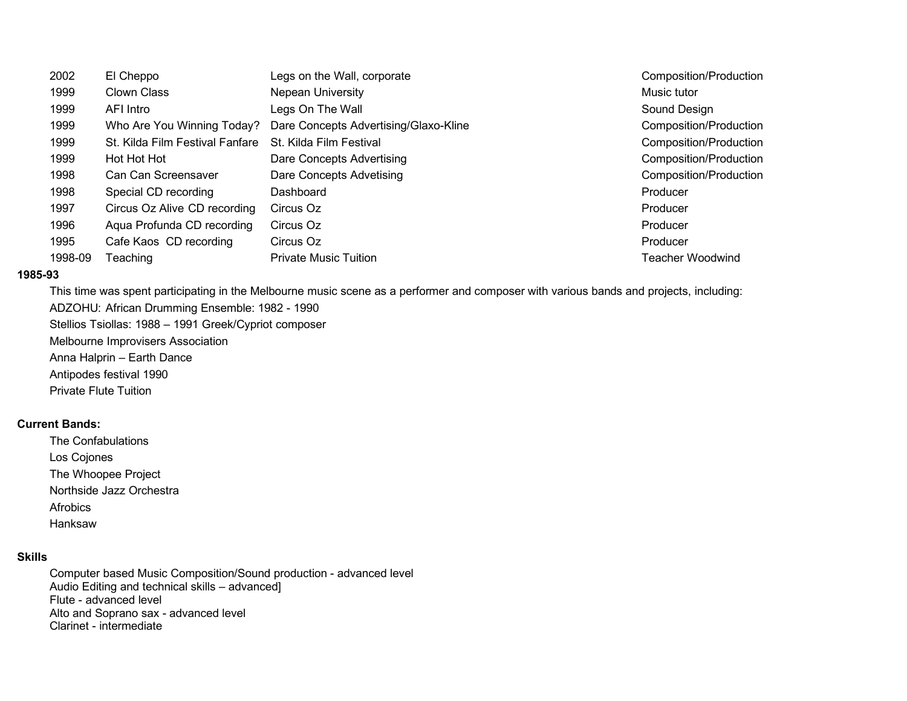| | | | |
|---|---|---|---|
| 2002 | El Cheppo | Legs on the Wall, corporate | Composition/Production |
| 1999 | Clown Class | Nepean University | Music tutor |
| 1999 | AFI Intro | Legs On The Wall | Sound Design |
| 1999 | Who Are You Winning Today? | Dare Concepts Advertising/Glaxo-Kline | Composition/Production |
| 1999 | St. Kilda Film Festival Fanfare | St. Kilda Film Festival | Composition/Production |
| 1999 | Hot Hot Hot | Dare Concepts Advertising | Composition/Production |
| 1998 | Can Can Screensaver | Dare Concepts Advetising | Composition/Production |
| 1998 | Special CD recording | Dashboard | Producer |
| 1997 | Circus Oz Alive CD recording | Circus Oz | Producer |
| 1996 | Aqua Profunda CD recording | Circus Oz | Producer |
| 1995 | Cafe Kaos CD recording | Circus Oz | Producer |
| 1998-09 | Teaching | Private Music Tuition | Teacher Woodwind |

**1985-93**

This time was spent participating in the Melbourne music scene as a performer and composer with various bands and projects, including:

ADZOHU: African Drumming Ensemble: 1982 - 1990

Stellios Tsiollas: 1988 – 1991 Greek/Cypriot composer

Melbourne Improvisers Association

Anna Halprin – Earth Dance

Antipodes festival 1990

Private Flute Tuition

**Current Bands:**

The Confabulations

Los Cojones

The Whoopee Project

Northside Jazz Orchestra

Afrobics

Hanksaw

**Skills**

Computer based Music Composition/Sound production - advanced level
Audio Editing and technical skills – advanced]
Flute - advanced level
Alto and Soprano sax - advanced level
Clarinet - intermediate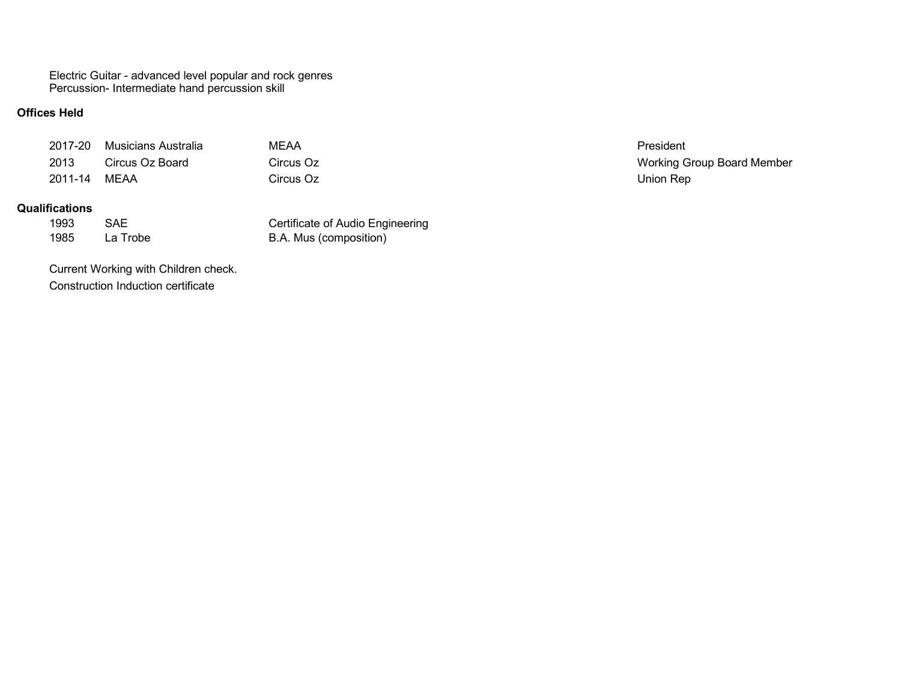Electric Guitar - advanced level popular and rock genres
Percussion- Intermediate hand percussion skill

**Offices Held**

| | | | |
|---|---|---|---|
| 2017-20 | Musicians Australia | MEAA | President |
| 2013 | Circus Oz Board | Circus Oz | Working Group Board Member |
| 2011-14 | MEAA | Circus Oz | Union Rep |

**Qualifications**

| | | |
|---|---|---|
| 1993 | SAE | Certificate of Audio Engineering |
| 1985 | La Trobe | B.A. Mus (composition) |

Current Working with Children check.

Construction Induction certificate